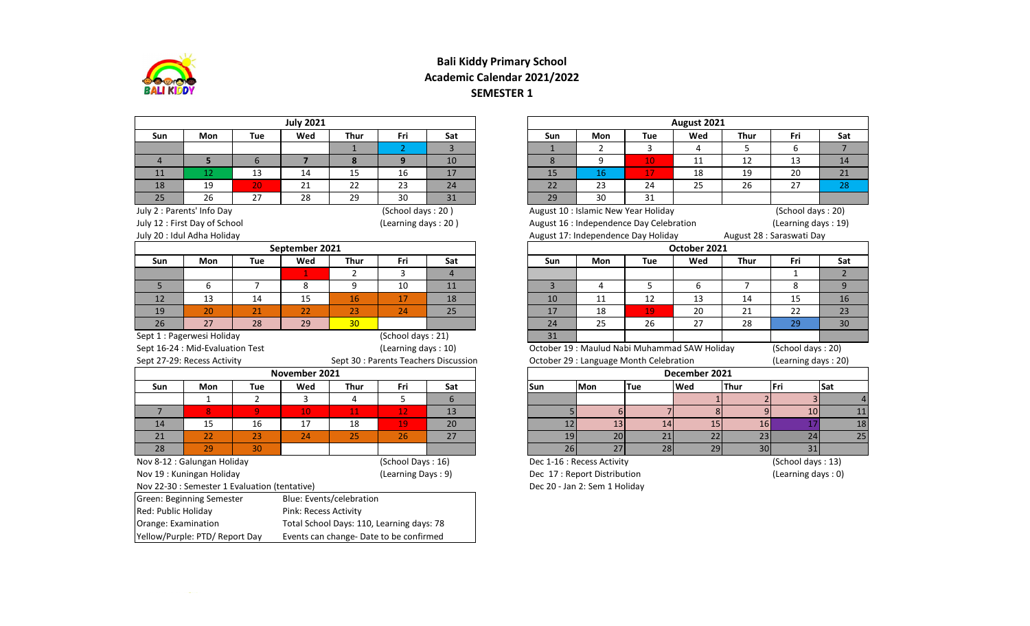# Bali Kiddy Primary School
## Academic Calendar 2021/2022
### SEMESTER 1

**July 2021**

| Sun | Mon | Tue | Wed | Thur | Fri | Sat |
|---|---|---|---|---|---|---|
| | | | | 1 | 2 | 3 |
| 4 | 5 | 6 | 7 | 8 | 9 | 10 |
| 11 | 12 | 13 | 14 | 15 | 16 | 17 |
| 18 | 19 | 20 | 21 | 22 | 23 | 24 |
| 25 | 26 | 27 | 28 | 29 | 30 | 31 |

July 2 : Parents' Info Day (School days : 20 )
July 12 : First Day of School (Learning days : 20 )
July 20 : Idul Adha Holiday

**August 2021**

| Sun | Mon | Tue | Wed | Thur | Fri | Sat |
|---|---|---|---|---|---|---|
| 1 | 2 | 3 | 4 | 5 | 6 | 7 |
| 8 | 9 | 10 | 11 | 12 | 13 | 14 |
| 15 | 16 | 17 | 18 | 19 | 20 | 21 |
| 22 | 23 | 24 | 25 | 26 | 27 | 28 |
| 29 | 30 | 31 | | | | |

August 10 : Islamic New Year Holiday (School days : 20)
August 16 : Independence Day Celebration (Learning days : 19)
August 17: Independence Day Holiday
August 28 : Saraswati Day

**September 2021**

| Sun | Mon | Tue | Wed | Thur | Fri | Sat |
|---|---|---|---|---|---|---|
| | | | 1 | 2 | 3 | 4 |
| 5 | 6 | 7 | 8 | 9 | 10 | 11 |
| 12 | 13 | 14 | 15 | 16 | 17 | 18 |
| 19 | 20 | 21 | 22 | 23 | 24 | 25 |
| 26 | 27 | 28 | 29 | 30 | | |

Sept 1 : Pagerwesi Holiday (School days : 21)
Sept 16-24 : Mid-Evaluation Test (Learning days : 10)
Sept 27-29: Recess Activity
Sept 30 : Parents Teachers Discussion

**October 2021**

| Sun | Mon | Tue | Wed | Thur | Fri | Sat |
|---|---|---|---|---|---|---|
| | | | | | 1 | 2 |
| 3 | 4 | 5 | 6 | 7 | 8 | 9 |
| 10 | 11 | 12 | 13 | 14 | 15 | 16 |
| 17 | 18 | 19 | 20 | 21 | 22 | 23 |
| 24 | 25 | 26 | 27 | 28 | 29 | 30 |
| 31 | | | | | | |

October 19 : Maulud Nabi Muhammad SAW Holiday (School days : 20)
October 29 : Language Month Celebration (Learning days : 20)

**November 2021**

| Sun | Mon | Tue | Wed | Thur | Fri | Sat |
|---|---|---|---|---|---|---|
| | 1 | 2 | 3 | 4 | 5 | 6 |
| 7 | 8 | 9 | 10 | 11 | 12 | 13 |
| 14 | 15 | 16 | 17 | 18 | 19 | 20 |
| 21 | 22 | 23 | 24 | 25 | 26 | 27 |
| 28 | 29 | 30 | | | | |

Nov 8-12 : Galungan Holiday (School Days : 16)
Nov 19 : Kuningan Holiday (Learning Days : 9)
Nov 22-30 : Semester 1 Evaluation (tentative)

**December 2021**

| Sun | Mon | Tue | Wed | Thur | Fri | Sat |
|---|---|---|---|---|---|---|
| | | | 1 | 2 | 3 | 4 |
| 5 | 6 | 7 | 8 | 9 | 10 | 11 |
| 12 | 13 | 14 | 15 | 16 | 17 | 18 |
| 19 | 20 | 21 | 22 | 23 | 24 | 25 |
| 26 | 27 | 28 | 29 | 30 | 31 | |

Dec 1-16 : Recess Activity (School days : 13)
Dec 17 : Report Distribution (Learning days : 0)
Dec 20 - Jan 2: Sem 1 Holiday

| | |
|---|---|
| Green: Beginning Semester | Blue: Events/celebration |
| Red: Public Holiday | Pink: Recess Activity |
| Orange: Examination | Total School Days: 110, Learning days: 78 |
| Yellow/Purple: PTD/ Report Day | Events can change- Date to be confirmed |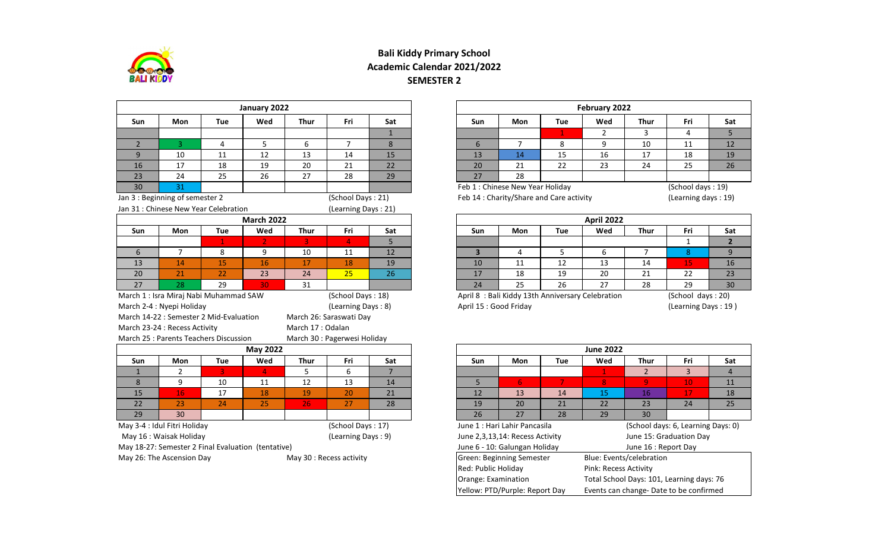# Bali Kiddy Primary School
## Academic Calendar 2021/2022
### SEMESTER 2

**January 2022**

| Sun | Mon | Tue | Wed | Thur | Fri | Sat |
|---|---|---|---|---|---|---|
| | | | | | | 1 |
| 2 | 3 | 4 | 5 | 6 | 7 | 8 |
| 9 | 10 | 11 | 12 | 13 | 14 | 15 |
| 16 | 17 | 18 | 19 | 20 | 21 | 22 |
| 23 | 24 | 25 | 26 | 27 | 28 | 29 |
| 30 | 31 | | | | | |

Jan 3 : Beginning of semester 2 (School Days : 21)
Jan 31 : Chinese New Year Celebration (Learning Days : 21)

**February 2022**

| Sun | Mon | Tue | Wed | Thur | Fri | Sat |
|---|---|---|---|---|---|---|
| | | 1 | 2 | 3 | 4 | 5 |
| 6 | 7 | 8 | 9 | 10 | 11 | 12 |
| 13 | 14 | 15 | 16 | 17 | 18 | 19 |
| 20 | 21 | 22 | 23 | 24 | 25 | 26 |
| 27 | 28 | | | | | |

Feb 1 : Chinese New Year Holiday (School days : 19)
Feb 14 : Charity/Share and Care activity (Learning days : 19)

**March 2022**

| Sun | Mon | Tue | Wed | Thur | Fri | Sat |
|---|---|---|---|---|---|---|
| | | 1 | 2 | 3 | 4 | 5 |
| 6 | 7 | 8 | 9 | 10 | 11 | 12 |
| 13 | 14 | 15 | 16 | 17 | 18 | 19 |
| 20 | 21 | 22 | 23 | 24 | 25 | 26 |
| 27 | 28 | 29 | 30 | 31 | | |

March 1 : Isra Miraj Nabi Muhammad SAW (School Days : 18)
March 2-4 : Nyepi Holiday (Learning Days : 8)
March 14-22 : Semester 2 Mid-Evaluation
March 26: Saraswati Day
March 23-24 : Recess Activity
March 17 : Odalan
March 25 : Parents Teachers Discussion
March 30 : Pagerwesi Holiday

**April 2022**

| Sun | Mon | Tue | Wed | Thur | Fri | Sat |
|---|---|---|---|---|---|---|
| | | | | | 1 | 2 |
| 3 | 4 | 5 | 6 | 7 | 8 | 9 |
| 10 | 11 | 12 | 13 | 14 | 15 | 16 |
| 17 | 18 | 19 | 20 | 21 | 22 | 23 |
| 24 | 25 | 26 | 27 | 28 | 29 | 30 |

April 8 : Bali Kiddy 13th Anniversary Celebration (School days : 20)
April 15 : Good Friday (Learning Days : 19 )

**May 2022**

| Sun | Mon | Tue | Wed | Thur | Fri | Sat |
|---|---|---|---|---|---|---|
| 1 | 2 | 3 | 4 | 5 | 6 | 7 |
| 8 | 9 | 10 | 11 | 12 | 13 | 14 |
| 15 | 16 | 17 | 18 | 19 | 20 | 21 |
| 22 | 23 | 24 | 25 | 26 | 27 | 28 |
| 29 | 30 | | | | | |

May 3-4 : Idul Fitri Holiday (School Days : 17)
May 16 : Waisak Holiday (Learning Days : 9)
May 18-27: Semester 2 Final Evaluation (tentative)
May 26: The Ascension Day
May 30 : Recess activity

**June 2022**

| Sun | Mon | Tue | Wed | Thur | Fri | Sat |
|---|---|---|---|---|---|---|
| | | | 1 | 2 | 3 | 4 |
| 5 | 6 | 7 | 8 | 9 | 10 | 11 |
| 12 | 13 | 14 | 15 | 16 | 17 | 18 |
| 19 | 20 | 21 | 22 | 23 | 24 | 25 |
| 26 | 27 | 28 | 29 | 30 | | |

June 1 : Hari Lahir Pancasila (School days: 6, Learning Days: 0)
June 2,3,13,14: Recess Activity
June 15: Graduation Day
June 6 - 10: Galungan Holiday
June 16 : Report Day

| | |
|---|---|
| Green: Beginning Semester | Blue: Events/celebration |
| Red: Public Holiday | Pink: Recess Activity |
| Orange: Examination | Total School Days: 101, Learning days: 76 |
| Yellow: PTD/Purple: Report Day | Events can change- Date to be confirmed |